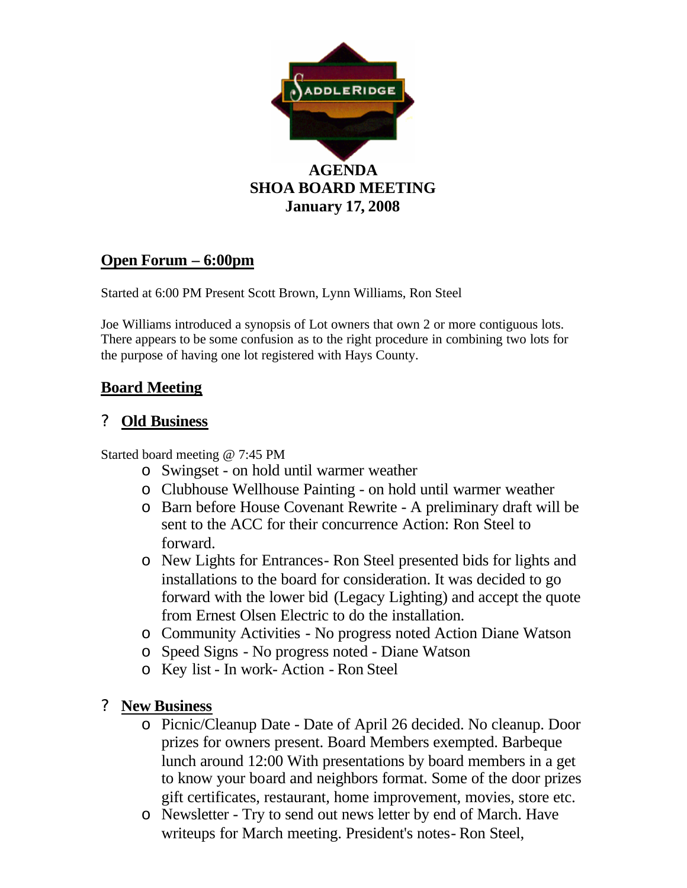SADDLERIDGE

**AGENDA**
**SHOA BOARD MEETING**
**January 17, 2008**

## Open Forum – 6:00pm

Started at 6:00 PM Present Scott Brown, Lynn Williams, Ron Steel

Joe Williams introduced a synopsis of Lot owners that own 2 or more contiguous lots. There appears to be some confusion as to the right procedure in combining two lots for the purpose of having one lot registered with Hays County.

## Board Meeting

### Old Business

Started board meeting @ 7:45 PM

- Swingset - on hold until warmer weather
- Clubhouse Wellhouse Painting - on hold until warmer weather
- Barn before House Covenant Rewrite - A preliminary draft will be sent to the ACC for their concurrence Action: Ron Steel to forward.
- New Lights for Entrances- Ron Steel presented bids for lights and installations to the board for consideration. It was decided to go forward with the lower bid (Legacy Lighting) and accept the quote from Ernest Olsen Electric to do the installation.
- Community Activities - No progress noted Action Diane Watson
- Speed Signs - No progress noted - Diane Watson
- Key list - In work- Action - Ron Steel

### New Business

- Picnic/Cleanup Date - Date of April 26 decided. No cleanup. Door prizes for owners present. Board Members exempted. Barbeque lunch around 12:00 With presentations by board members in a get to know your board and neighbors format. Some of the door prizes gift certificates, restaurant, home improvement, movies, store etc.
- Newsletter - Try to send out news letter by end of March. Have writeups for March meeting. President's notes- Ron Steel,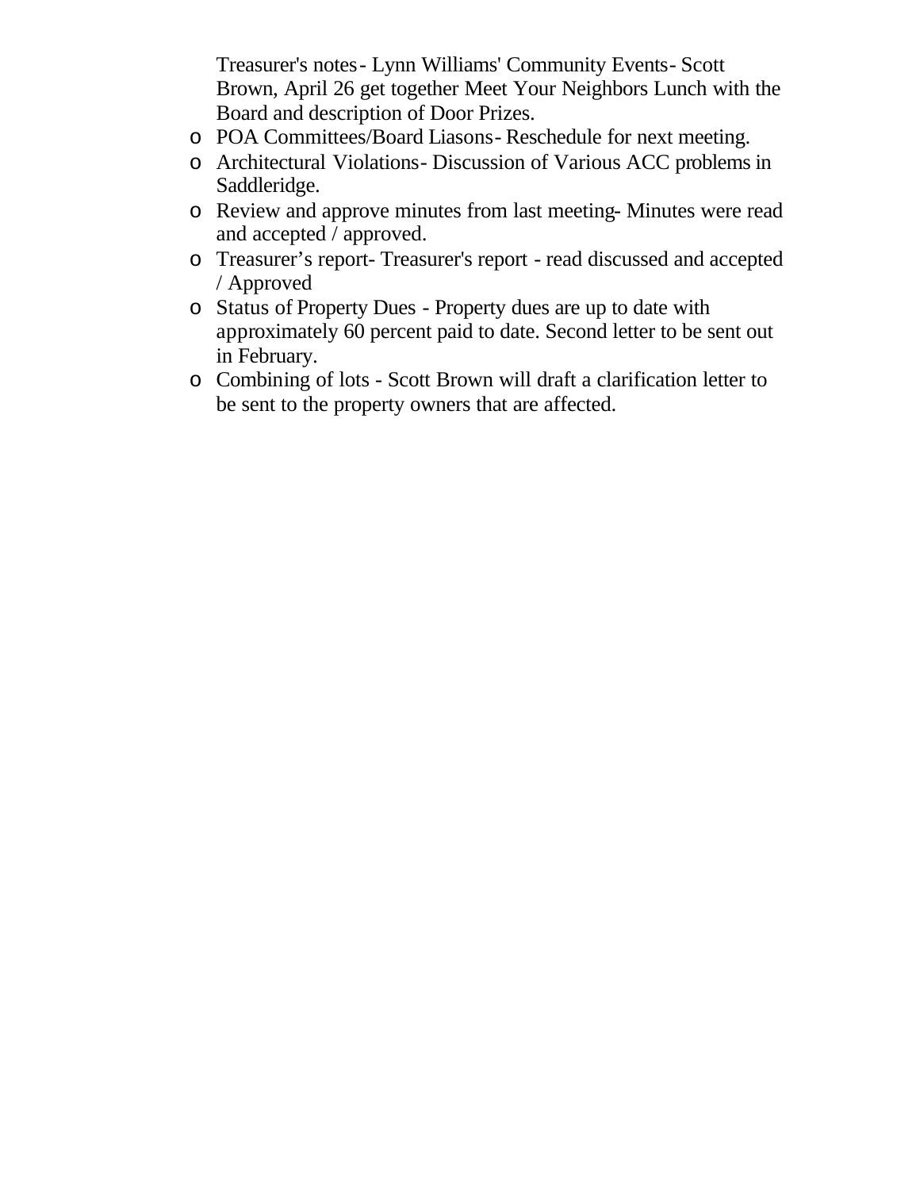Treasurer's notes- Lynn Williams' Community Events- Scott Brown, April 26 get together Meet Your Neighbors Lunch with the Board and description of Door Prizes.

- POA Committees/Board Liasons- Reschedule for next meeting.
- Architectural Violations- Discussion of Various ACC problems in Saddleridge.
- Review and approve minutes from last meeting- Minutes were read and accepted / approved.
- Treasurer's report- Treasurer's report - read discussed and accepted / Approved
- Status of Property Dues - Property dues are up to date with approximately 60 percent paid to date. Second letter to be sent out in February.
- Combining of lots - Scott Brown will draft a clarification letter to be sent to the property owners that are affected.